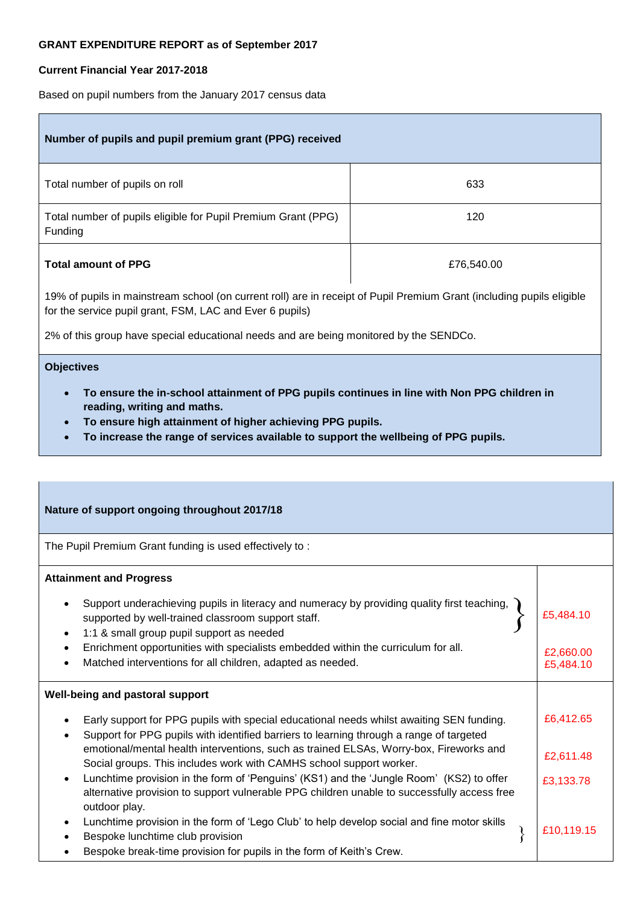**GRANT EXPENDITURE REPORT as of September 2017**

**Current Financial Year 2017-2018**

Based on pupil numbers from the January 2017 census data

| **Number of pupils and pupil premium grant (PPG) received** | |
|---|---|
| Total number of pupils on roll | 633 |
| Total number of pupils eligible for Pupil Premium Grant (PPG) Funding | 120 |
| **Total amount of PPG** | £76,540.00 |

19% of pupils in mainstream school (on current roll) are in receipt of Pupil Premium Grant (including pupils eligible for the service pupil grant, FSM, LAC and Ever 6 pupils)

2% of this group have special educational needs and are being monitored by the SENDCo.

**Objectives**

- **To ensure the in-school attainment of PPG pupils continues in line with Non PPG children in reading, writing and maths.**
- **To ensure high attainment of higher achieving PPG pupils.**
- **To increase the range of services available to support the wellbeing of PPG pupils.**

| **Nature of support ongoing throughout 2017/18** | |
|---|---|
| The Pupil Premium Grant funding is used effectively to : | |
| **Attainment and Progress** | |
| • Support underachieving pupils in literacy and numeracy by providing quality first teaching, supported by well-trained classroom support staff. <br> • 1:1 & small group pupil support as needed | £5,484.10 |
| • Enrichment opportunities with specialists embedded within the curriculum for all. | £2,660.00 |
| • Matched interventions for all children, adapted as needed. | £5,484.10 |
| **Well-being and pastoral support** | |
| • Early support for PPG pupils with special educational needs whilst awaiting SEN funding. | £6,412.65 |
| • Support for PPG pupils with identified barriers to learning through a range of targeted emotional/mental health interventions, such as trained ELSAs, Worry-box, Fireworks and Social groups. This includes work with CAMHS school support worker. | £2,611.48 |
| • Lunchtime provision in the form of 'Penguins' (KS1) and the 'Jungle Room' (KS2) to offer alternative provision to support vulnerable PPG children unable to successfully access free outdoor play. | £3,133.78 |
| • Lunchtime provision in the form of 'Lego Club' to help develop social and fine motor skills <br> • Bespoke lunchtime club provision <br> • Bespoke break-time provision for pupils in the form of Keith's Crew. | £10,119.15 |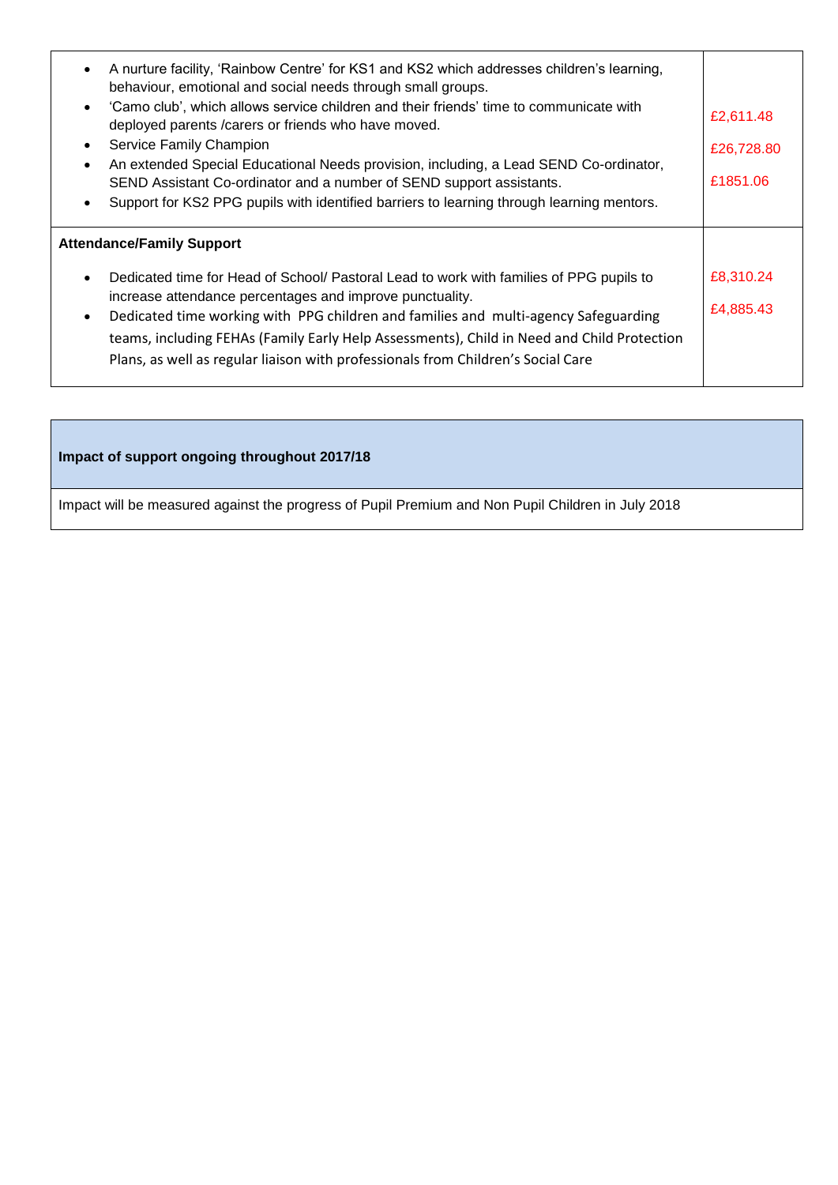| | |
|---|---|
| • A nurture facility, 'Rainbow Centre' for KS1 and KS2 which addresses children's learning, behaviour, emotional and social needs through small groups.<br>• 'Camo club', which allows service children and their friends' time to communicate with deployed parents /carers or friends who have moved.<br>• Service Family Champion<br>• An extended Special Educational Needs provision, including, a Lead SEND Co-ordinator, SEND Assistant Co-ordinator and a number of SEND support assistants.<br>• Support for KS2 PPG pupils with identified barriers to learning through learning mentors. | £2,611.48<br><br>£26,728.80<br><br>£1851.06 |
| **Attendance/Family Support**<br><br>• Dedicated time for Head of School/ Pastoral Lead to work with families of PPG pupils to increase attendance percentages and improve punctuality.<br>• Dedicated time working with PPG children and families and multi-agency Safeguarding teams, including FEHAs (Family Early Help Assessments), Child in Need and Child Protection Plans, as well as regular liaison with professionals from Children's Social Care | £8,310.24<br><br>£4,885.43 |

| **Impact of support ongoing throughout 2017/18** |
|---|
| Impact will be measured against the progress of Pupil Premium and Non Pupil Children in July 2018 |